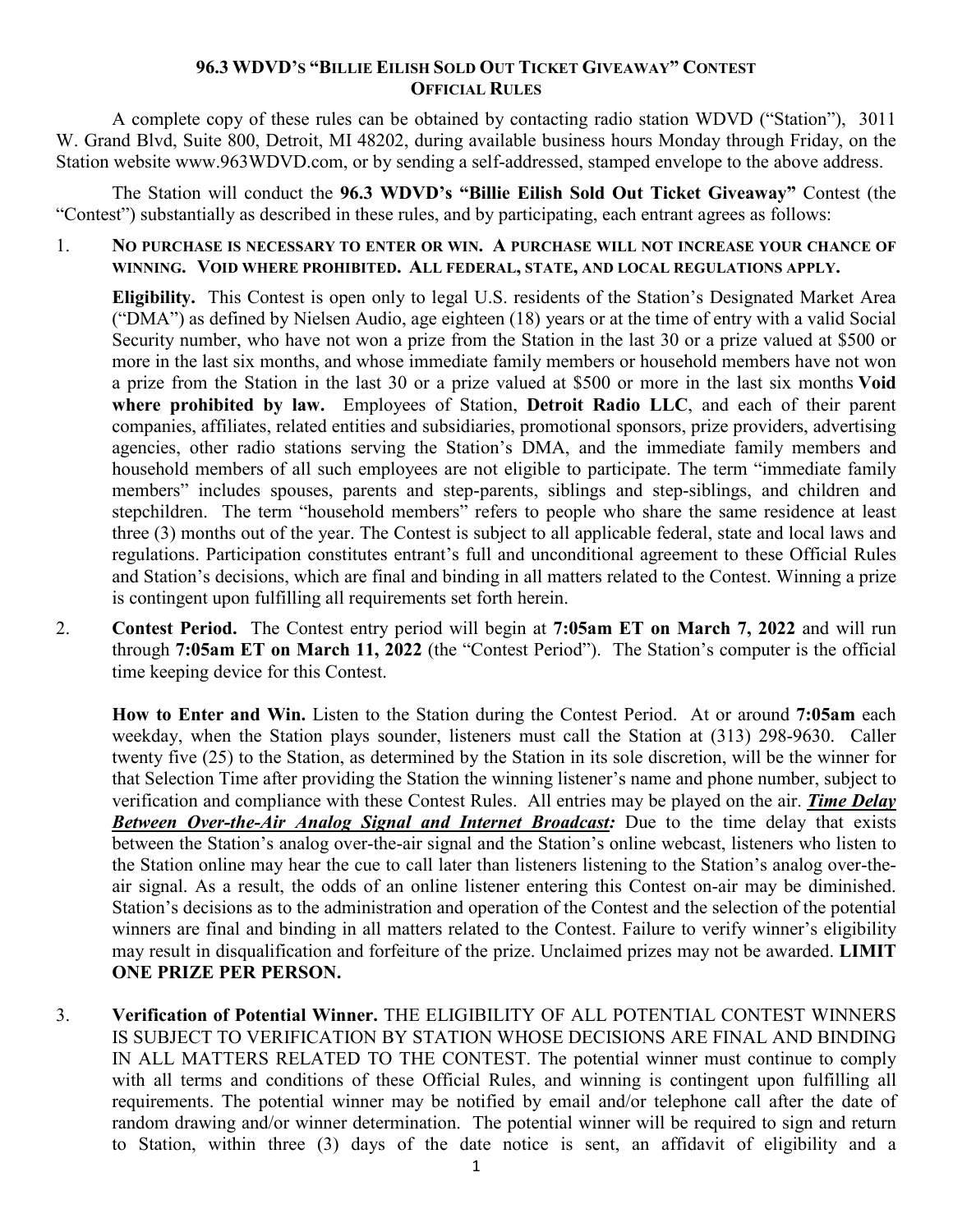# 96.3 WDVD's "Billie Eilish Sold Out Ticket Giveaway" Contest
## Official Rules

A complete copy of these rules can be obtained by contacting radio station WDVD ("Station"), 3011 W. Grand Blvd, Suite 800, Detroit, MI 48202, during available business hours Monday through Friday, on the Station website www.963WDVD.com, or by sending a self-addressed, stamped envelope to the above address.

The Station will conduct the **96.3 WDVD's "Billie Eilish Sold Out Ticket Giveaway"** Contest (the "Contest") substantially as described in these rules, and by participating, each entrant agrees as follows:

1. **No purchase is necessary to enter or win. A purchase will not increase your chance of winning. Void where prohibited. All federal, state, and local regulations apply.**

   **Eligibility.** This Contest is open only to legal U.S. residents of the Station's Designated Market Area ("DMA") as defined by Nielsen Audio, age eighteen (18) years or at the time of entry with a valid Social Security number, who have not won a prize from the Station in the last 30 or a prize valued at $500 or more in the last six months, and whose immediate family members or household members have not won a prize from the Station in the last 30 or a prize valued at $500 or more in the last six months **Void where prohibited by law.** Employees of Station, **Detroit Radio LLC**, and each of their parent companies, affiliates, related entities and subsidiaries, promotional sponsors, prize providers, advertising agencies, other radio stations serving the Station's DMA, and the immediate family members and household members of all such employees are not eligible to participate. The term "immediate family members" includes spouses, parents and step-parents, siblings and step-siblings, and children and stepchildren. The term "household members" refers to people who share the same residence at least three (3) months out of the year. The Contest is subject to all applicable federal, state and local laws and regulations. Participation constitutes entrant's full and unconditional agreement to these Official Rules and Station's decisions, which are final and binding in all matters related to the Contest. Winning a prize is contingent upon fulfilling all requirements set forth herein.

2. **Contest Period.** The Contest entry period will begin at **7:05am ET on March 7, 2022** and will run through **7:05am ET on March 11, 2022** (the "Contest Period"). The Station's computer is the official time keeping device for this Contest.

   **How to Enter and Win.** Listen to the Station during the Contest Period. At or around **7:05am** each weekday, when the Station plays sounder, listeners must call the Station at (313) 298-9630. Caller twenty five (25) to the Station, as determined by the Station in its sole discretion, will be the winner for that Selection Time after providing the Station the winning listener's name and phone number, subject to verification and compliance with these Contest Rules. All entries may be played on the air. ***Time Delay Between Over-the-Air Analog Signal and Internet Broadcast:*** Due to the time delay that exists between the Station's analog over-the-air signal and the Station's online webcast, listeners who listen to the Station online may hear the cue to call later than listeners listening to the Station's analog over-the-air signal. As a result, the odds of an online listener entering this Contest on-air may be diminished. Station's decisions as to the administration and operation of the Contest and the selection of the potential winners are final and binding in all matters related to the Contest. Failure to verify winner's eligibility may result in disqualification and forfeiture of the prize. Unclaimed prizes may not be awarded. **LIMIT ONE PRIZE PER PERSON.**

3. **Verification of Potential Winner.** THE ELIGIBILITY OF ALL POTENTIAL CONTEST WINNERS IS SUBJECT TO VERIFICATION BY STATION WHOSE DECISIONS ARE FINAL AND BINDING IN ALL MATTERS RELATED TO THE CONTEST. The potential winner must continue to comply with all terms and conditions of these Official Rules, and winning is contingent upon fulfilling all requirements. The potential winner may be notified by email and/or telephone call after the date of random drawing and/or winner determination. The potential winner will be required to sign and return to Station, within three (3) days of the date notice is sent, an affidavit of eligibility and a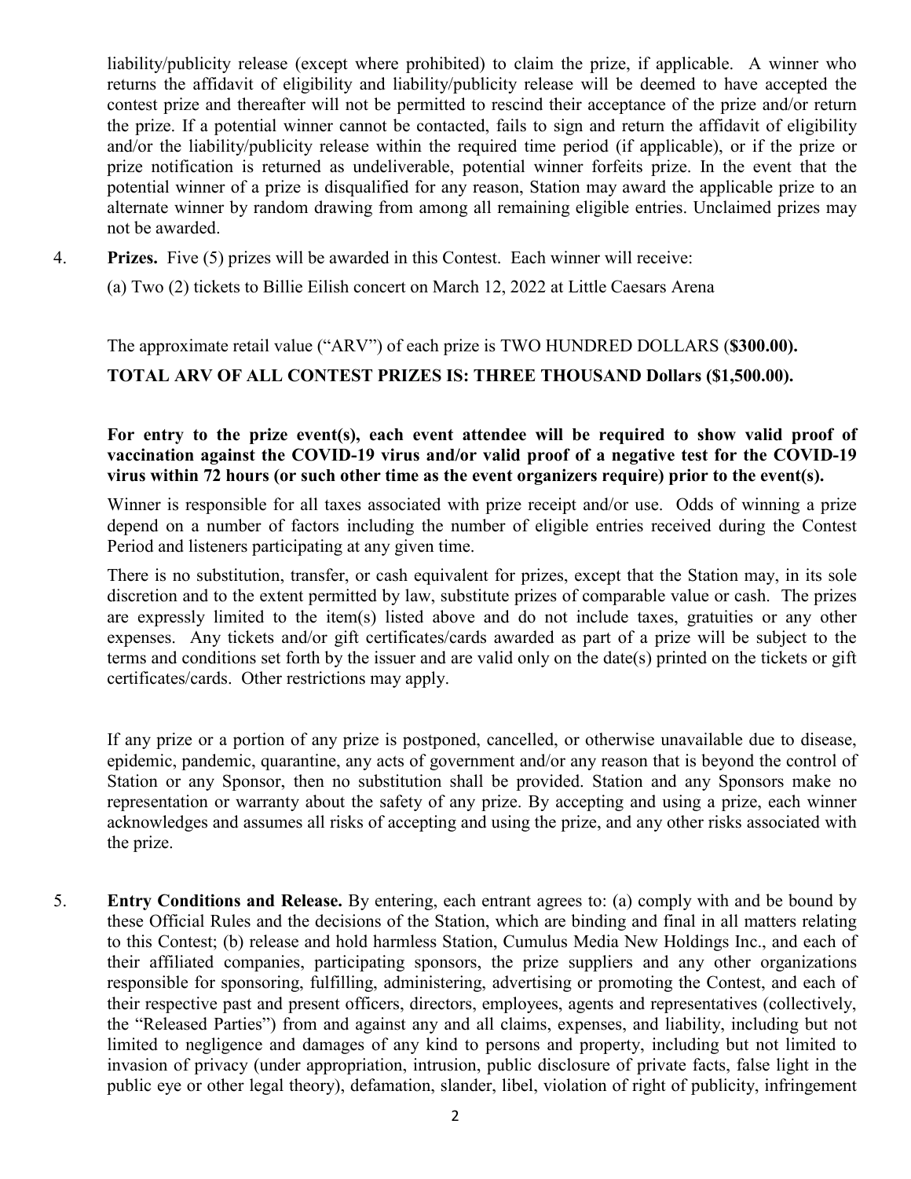liability/publicity release (except where prohibited) to claim the prize, if applicable. A winner who returns the affidavit of eligibility and liability/publicity release will be deemed to have accepted the contest prize and thereafter will not be permitted to rescind their acceptance of the prize and/or return the prize. If a potential winner cannot be contacted, fails to sign and return the affidavit of eligibility and/or the liability/publicity release within the required time period (if applicable), or if the prize or prize notification is returned as undeliverable, potential winner forfeits prize. In the event that the potential winner of a prize is disqualified for any reason, Station may award the applicable prize to an alternate winner by random drawing from among all remaining eligible entries. Unclaimed prizes may not be awarded.

4. **Prizes.** Five (5) prizes will be awarded in this Contest. Each winner will receive:

   (a) Two (2) tickets to Billie Eilish concert on March 12, 2022 at Little Caesars Arena

   The approximate retail value ("ARV") of each prize is TWO HUNDRED DOLLARS (**$300.00).**

   **TOTAL ARV OF ALL CONTEST PRIZES IS: THREE THOUSAND Dollars ($1,500.00).**

   **For entry to the prize event(s), each event attendee will be required to show valid proof of vaccination against the COVID-19 virus and/or valid proof of a negative test for the COVID-19 virus within 72 hours (or such other time as the event organizers require) prior to the event(s).**

   Winner is responsible for all taxes associated with prize receipt and/or use. Odds of winning a prize depend on a number of factors including the number of eligible entries received during the Contest Period and listeners participating at any given time.

   There is no substitution, transfer, or cash equivalent for prizes, except that the Station may, in its sole discretion and to the extent permitted by law, substitute prizes of comparable value or cash. The prizes are expressly limited to the item(s) listed above and do not include taxes, gratuities or any other expenses. Any tickets and/or gift certificates/cards awarded as part of a prize will be subject to the terms and conditions set forth by the issuer and are valid only on the date(s) printed on the tickets or gift certificates/cards. Other restrictions may apply.

   If any prize or a portion of any prize is postponed, cancelled, or otherwise unavailable due to disease, epidemic, pandemic, quarantine, any acts of government and/or any reason that is beyond the control of Station or any Sponsor, then no substitution shall be provided. Station and any Sponsors make no representation or warranty about the safety of any prize. By accepting and using a prize, each winner acknowledges and assumes all risks of accepting and using the prize, and any other risks associated with the prize.

5. **Entry Conditions and Release.** By entering, each entrant agrees to: (a) comply with and be bound by these Official Rules and the decisions of the Station, which are binding and final in all matters relating to this Contest; (b) release and hold harmless Station, Cumulus Media New Holdings Inc., and each of their affiliated companies, participating sponsors, the prize suppliers and any other organizations responsible for sponsoring, fulfilling, administering, advertising or promoting the Contest, and each of their respective past and present officers, directors, employees, agents and representatives (collectively, the "Released Parties") from and against any and all claims, expenses, and liability, including but not limited to negligence and damages of any kind to persons and property, including but not limited to invasion of privacy (under appropriation, intrusion, public disclosure of private facts, false light in the public eye or other legal theory), defamation, slander, libel, violation of right of publicity, infringement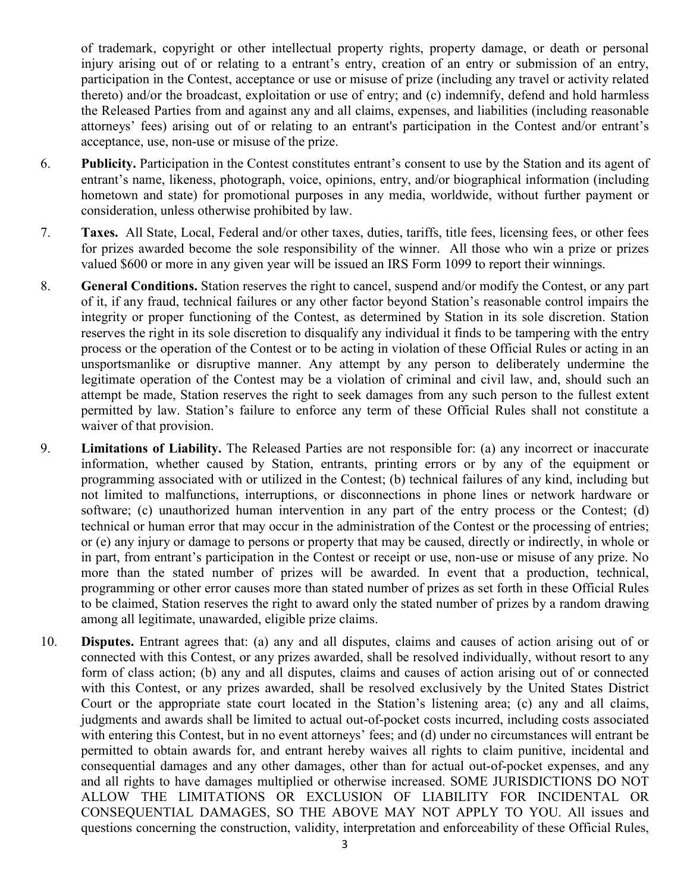of trademark, copyright or other intellectual property rights, property damage, or death or personal injury arising out of or relating to a entrant's entry, creation of an entry or submission of an entry, participation in the Contest, acceptance or use or misuse of prize (including any travel or activity related thereto) and/or the broadcast, exploitation or use of entry; and (c) indemnify, defend and hold harmless the Released Parties from and against any and all claims, expenses, and liabilities (including reasonable attorneys' fees) arising out of or relating to an entrant's participation in the Contest and/or entrant's acceptance, use, non-use or misuse of the prize.

6. **Publicity.** Participation in the Contest constitutes entrant's consent to use by the Station and its agent of entrant's name, likeness, photograph, voice, opinions, entry, and/or biographical information (including hometown and state) for promotional purposes in any media, worldwide, without further payment or consideration, unless otherwise prohibited by law.

7. **Taxes.** All State, Local, Federal and/or other taxes, duties, tariffs, title fees, licensing fees, or other fees for prizes awarded become the sole responsibility of the winner. All those who win a prize or prizes valued $600 or more in any given year will be issued an IRS Form 1099 to report their winnings.

8. **General Conditions.** Station reserves the right to cancel, suspend and/or modify the Contest, or any part of it, if any fraud, technical failures or any other factor beyond Station's reasonable control impairs the integrity or proper functioning of the Contest, as determined by Station in its sole discretion. Station reserves the right in its sole discretion to disqualify any individual it finds to be tampering with the entry process or the operation of the Contest or to be acting in violation of these Official Rules or acting in an unsportsmanlike or disruptive manner. Any attempt by any person to deliberately undermine the legitimate operation of the Contest may be a violation of criminal and civil law, and, should such an attempt be made, Station reserves the right to seek damages from any such person to the fullest extent permitted by law. Station's failure to enforce any term of these Official Rules shall not constitute a waiver of that provision.

9. **Limitations of Liability.** The Released Parties are not responsible for: (a) any incorrect or inaccurate information, whether caused by Station, entrants, printing errors or by any of the equipment or programming associated with or utilized in the Contest; (b) technical failures of any kind, including but not limited to malfunctions, interruptions, or disconnections in phone lines or network hardware or software; (c) unauthorized human intervention in any part of the entry process or the Contest; (d) technical or human error that may occur in the administration of the Contest or the processing of entries; or (e) any injury or damage to persons or property that may be caused, directly or indirectly, in whole or in part, from entrant's participation in the Contest or receipt or use, non-use or misuse of any prize. No more than the stated number of prizes will be awarded. In event that a production, technical, programming or other error causes more than stated number of prizes as set forth in these Official Rules to be claimed, Station reserves the right to award only the stated number of prizes by a random drawing among all legitimate, unawarded, eligible prize claims.

10. **Disputes.** Entrant agrees that: (a) any and all disputes, claims and causes of action arising out of or connected with this Contest, or any prizes awarded, shall be resolved individually, without resort to any form of class action; (b) any and all disputes, claims and causes of action arising out of or connected with this Contest, or any prizes awarded, shall be resolved exclusively by the United States District Court or the appropriate state court located in the Station's listening area; (c) any and all claims, judgments and awards shall be limited to actual out-of-pocket costs incurred, including costs associated with entering this Contest, but in no event attorneys' fees; and (d) under no circumstances will entrant be permitted to obtain awards for, and entrant hereby waives all rights to claim punitive, incidental and consequential damages and any other damages, other than for actual out-of-pocket expenses, and any and all rights to have damages multiplied or otherwise increased. SOME JURISDICTIONS DO NOT ALLOW THE LIMITATIONS OR EXCLUSION OF LIABILITY FOR INCIDENTAL OR CONSEQUENTIAL DAMAGES, SO THE ABOVE MAY NOT APPLY TO YOU. All issues and questions concerning the construction, validity, interpretation and enforceability of these Official Rules,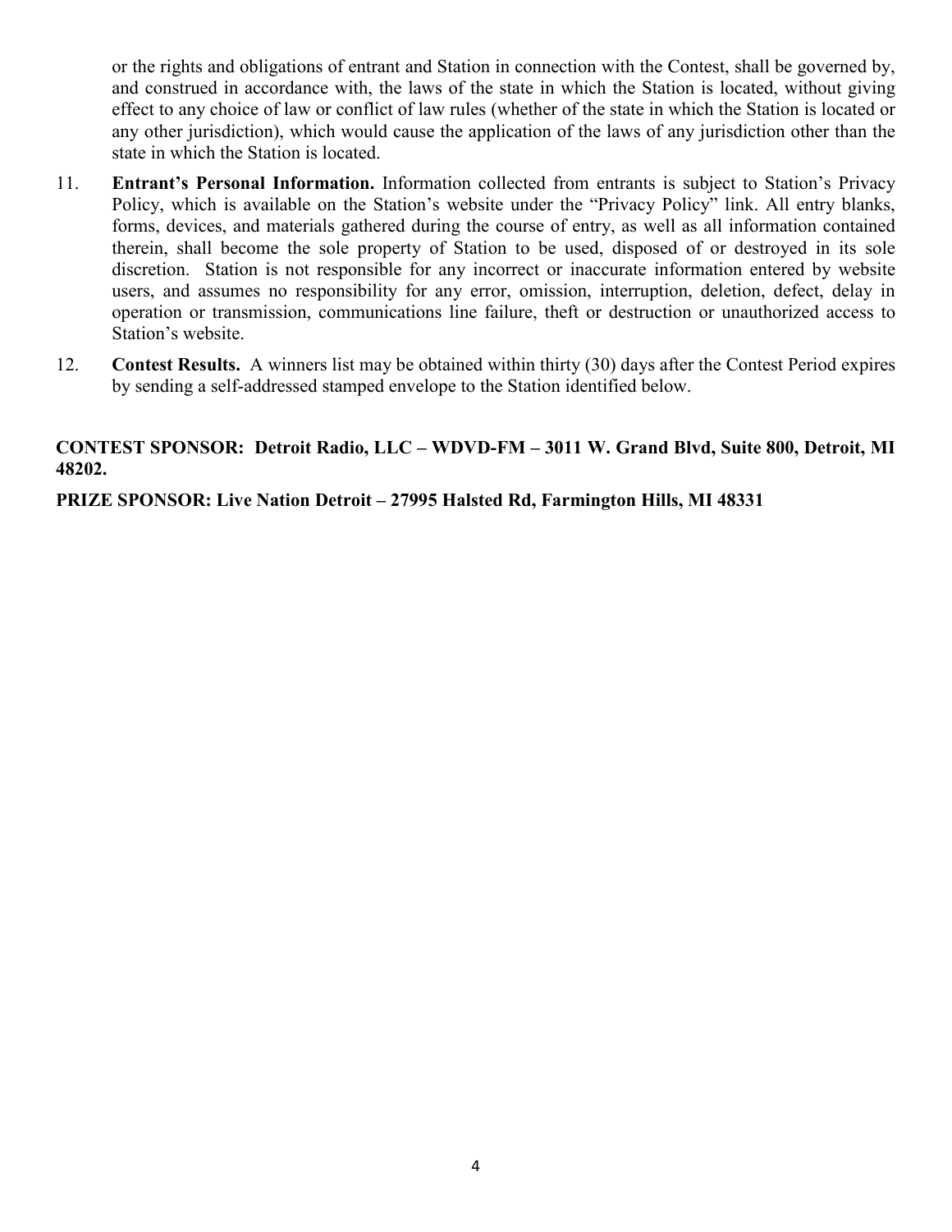or the rights and obligations of entrant and Station in connection with the Contest, shall be governed by, and construed in accordance with, the laws of the state in which the Station is located, without giving effect to any choice of law or conflict of law rules (whether of the state in which the Station is located or any other jurisdiction), which would cause the application of the laws of any jurisdiction other than the state in which the Station is located.

11. **Entrant's Personal Information.** Information collected from entrants is subject to Station's Privacy Policy, which is available on the Station's website under the "Privacy Policy" link. All entry blanks, forms, devices, and materials gathered during the course of entry, as well as all information contained therein, shall become the sole property of Station to be used, disposed of or destroyed in its sole discretion. Station is not responsible for any incorrect or inaccurate information entered by website users, and assumes no responsibility for any error, omission, interruption, deletion, defect, delay in operation or transmission, communications line failure, theft or destruction or unauthorized access to Station's website.

12. **Contest Results.** A winners list may be obtained within thirty (30) days after the Contest Period expires by sending a self-addressed stamped envelope to the Station identified below.

**CONTEST SPONSOR: Detroit Radio, LLC – WDVD-FM – 3011 W. Grand Blvd, Suite 800, Detroit, MI 48202.**

**PRIZE SPONSOR: Live Nation Detroit – 27995 Halsted Rd, Farmington Hills, MI 48331**